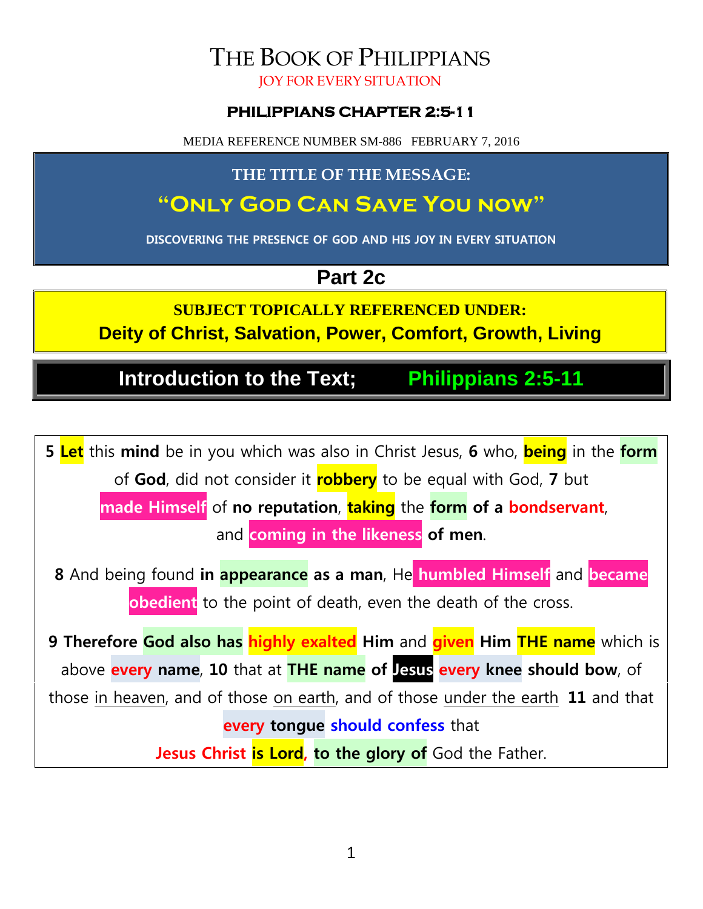# THE BOOK OF PHILIPPIANS

JOY FOR EVERY SITUATION

## PHILIPPIANS CHAPTER 2:5-11

MEDIA REFERENCE NUMBER SM-886 FEBRUARY 7, 2016

**THE TITLE OF THE MESSAGE:**

## "Only God Can Save You now"

**DISCOVERING THE PRESENCE OF GOD AND HIS JOY IN EVERY SITUATION**

## Part 2c

**SUBJECT TOPICALLY REFERENCED UNDER:**

**Deity of Christ, Salvation, Power, Comfort, Growth, Living**

## Introduction to the Text; Philippians 2:5-11

**5** **Let** this **mind** be in you which was also in Christ Jesus, **6** who, **being** in the **form** of **God**, did not consider it **robbery** to be equal with God, **7** but **made Himself** of **no reputation**, **taking** the **form of a bondservant**, and **coming in the likeness of men**.

**8** And being found **in appearance as a man**, He **humbled Himself** and **became obedient** to the point of death, even the death of the cross.

**9 Therefore God also has highly exalted Him** and **given Him THE name** which is above **every name**, **10** that at **THE name of Jesus every knee should bow**, of those in heaven, and of those on earth, and of those under the earth **11** and that **every tongue should confess** that **Jesus Christ is Lord, to the glory of** God the Father.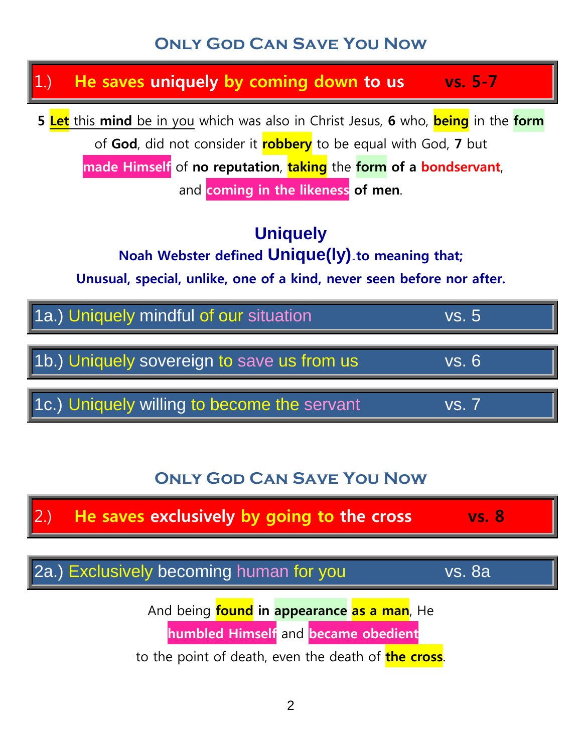## Only God Can Save You Now

### 1.) He saves uniquely by coming down to us vs. 5-7

**5** **Let** this **mind** be in you which was also in Christ Jesus, **6** who, **being** in the **form** of **God**, did not consider it **robbery** to be equal with God, **7** but **made Himself** of **no reputation**, **taking** the **form of a bondservant**, and **coming in the likeness of men**.

**Uniquely**

**Noah Webster defined Unique(ly) to meaning that;**

**Unusual, special, unlike, one of a kind, never seen before nor after.**

#### 1a.) Uniquely mindful of our situation vs. 5

#### 1b.) Uniquely sovereign to save us from us vs. 6

#### 1c.) Uniquely willing to become the servant vs. 7

## Only God Can Save You Now

### 2.) He saves exclusively by going to the cross vs. 8

#### 2a.) Exclusively becoming human for you vs. 8a

And being **found in appearance as a man**, He **humbled Himself** and **became obedient** to the point of death, even the death of **the cross**.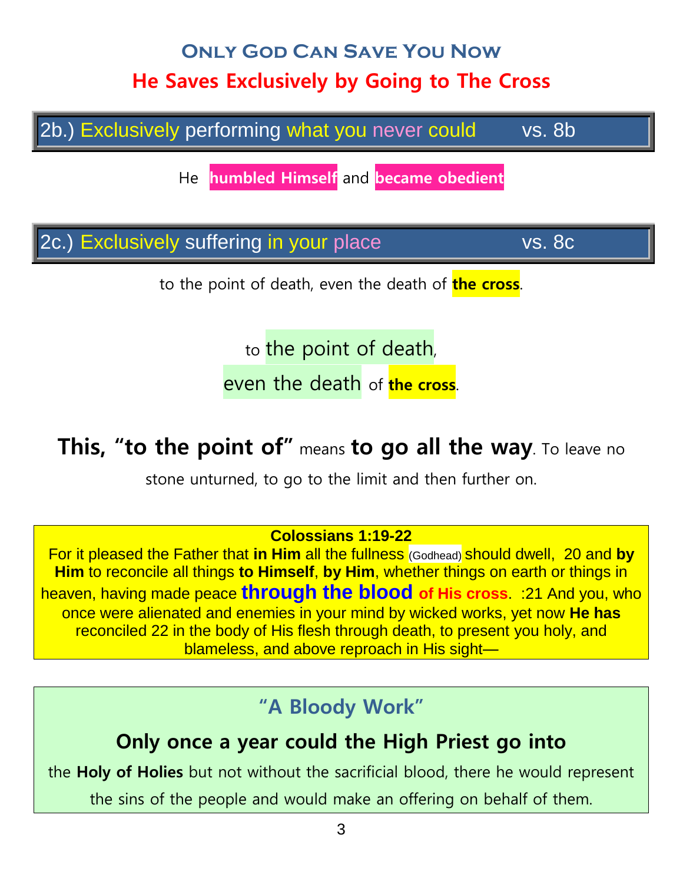## Only God Can Save You Now

## He Saves Exclusively by Going to The Cross

### 2b.) Exclusively performing what you never could vs. 8b

He **humbled Himself** and **became obedient**

### 2c.) Exclusively suffering in your place vs. 8c

to the point of death, even the death of **the cross**.

to the point of death,

even the death of **the cross**.

**This, "to the point of"** means **to go all the way**. To leave no stone unturned, to go to the limit and then further on.

**Colossians 1:19-22**
For it pleased the Father that **in Him** all the fullness (Godhead) should dwell, 20 and **by Him** to reconcile all things **to Himself**, **by Him**, whether things on earth or things in heaven, having made peace **through the blood of His cross**. :21 And you, who once were alienated and enemies in your mind by wicked works, yet now **He has** reconciled 22 in the body of His flesh through death, to present you holy, and blameless, and above reproach in His sight—

### "A Bloody Work"

**Only once a year could the High Priest go into** the **Holy of Holies** but not without the sacrificial blood, there he would represent the sins of the people and would make an offering on behalf of them.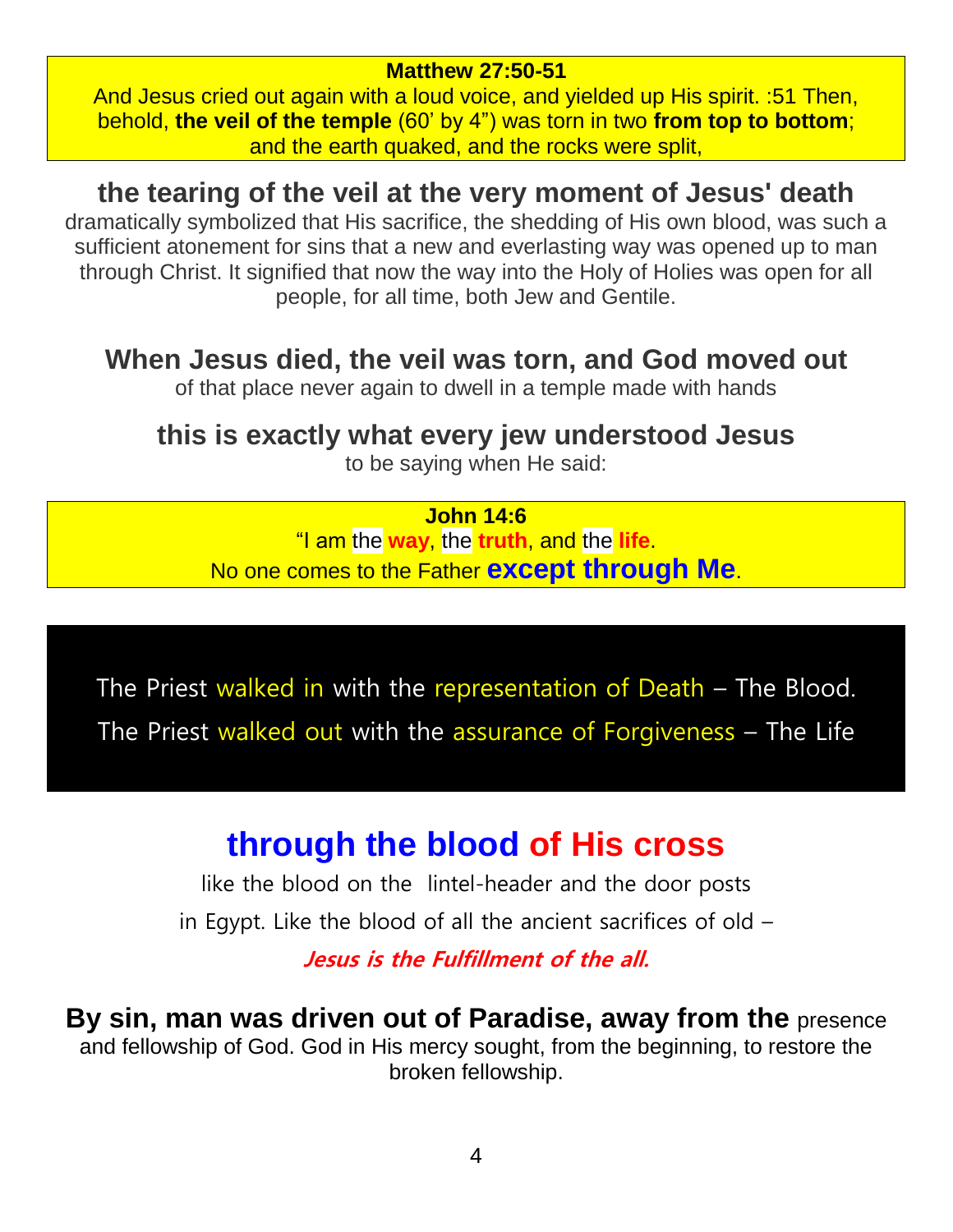**Matthew 27:50-51**

And Jesus cried out again with a loud voice, and yielded up His spirit. :51 Then, behold, **the veil of the temple** (60' by 4") was torn in two **from top to bottom**; and the earth quaked, and the rocks were split,

## the tearing of the veil at the very moment of Jesus' death

dramatically symbolized that His sacrifice, the shedding of His own blood, was such a sufficient atonement for sins that a new and everlasting way was opened up to man through Christ. It signified that now the way into the Holy of Holies was open for all people, for all time, both Jew and Gentile.

## When Jesus died, the veil was torn, and God moved out

of that place never again to dwell in a temple made with hands

## this is exactly what every jew understood Jesus

to be saying when He said:

**John 14:6**

"I am the **way**, the **truth**, and the **life**.
No one comes to the Father **except through Me**.

The Priest walked in with the representation of Death – The Blood.
The Priest walked out with the assurance of Forgiveness – The Life

## through the blood of His cross

like the blood on the lintel-header and the door posts
in Egypt. Like the blood of all the ancient sacrifices of old –

***Jesus is the Fulfillment of the all.***

**By sin, man was driven out of Paradise, away from the** presence and fellowship of God. God in His mercy sought, from the beginning, to restore the broken fellowship.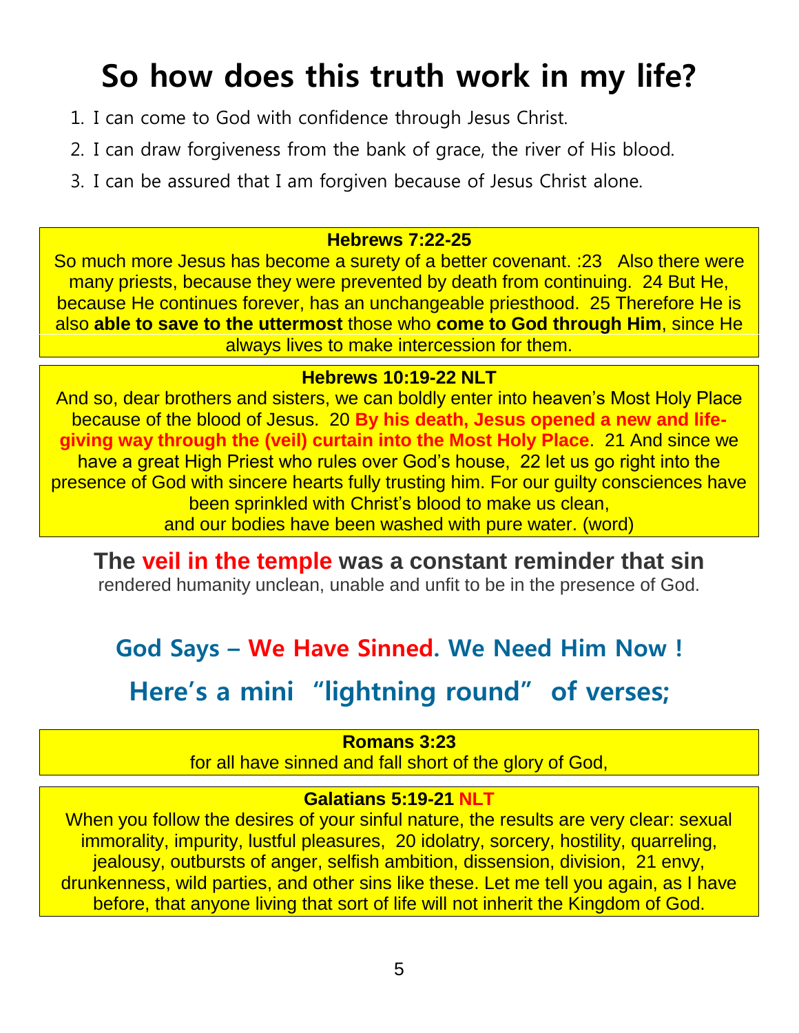# So how does this truth work in my life?

1. I can come to God with confidence through Jesus Christ.
2. I can draw forgiveness from the bank of grace, the river of His blood.
3. I can be assured that I am forgiven because of Jesus Christ alone.

**Hebrews 7:22-25**

So much more Jesus has become a surety of a better covenant. :23 Also there were many priests, because they were prevented by death from continuing. 24 But He, because He continues forever, has an unchangeable priesthood. 25 Therefore He is also **able to save to the uttermost** those who **come to God through Him**, since He always lives to make intercession for them.

**Hebrews 10:19-22 NLT**

And so, dear brothers and sisters, we can boldly enter into heaven's Most Holy Place because of the blood of Jesus. 20 **By his death, Jesus opened a new and life-giving way through the (veil) curtain into the Most Holy Place**. 21 And since we have a great High Priest who rules over God's house, 22 let us go right into the presence of God with sincere hearts fully trusting him. For our guilty consciences have been sprinkled with Christ's blood to make us clean, and our bodies have been washed with pure water. (word)

**The veil in the temple was a constant reminder that sin** rendered humanity unclean, unable and unfit to be in the presence of God.

## God Says – We Have Sinned. We Need Him Now !

## Here's a mini "lightning round" of verses;

**Romans 3:23**

for all have sinned and fall short of the glory of God,

**Galatians 5:19-21 NLT**

When you follow the desires of your sinful nature, the results are very clear: sexual immorality, impurity, lustful pleasures, 20 idolatry, sorcery, hostility, quarreling, jealousy, outbursts of anger, selfish ambition, dissension, division, 21 envy, drunkenness, wild parties, and other sins like these. Let me tell you again, as I have before, that anyone living that sort of life will not inherit the Kingdom of God.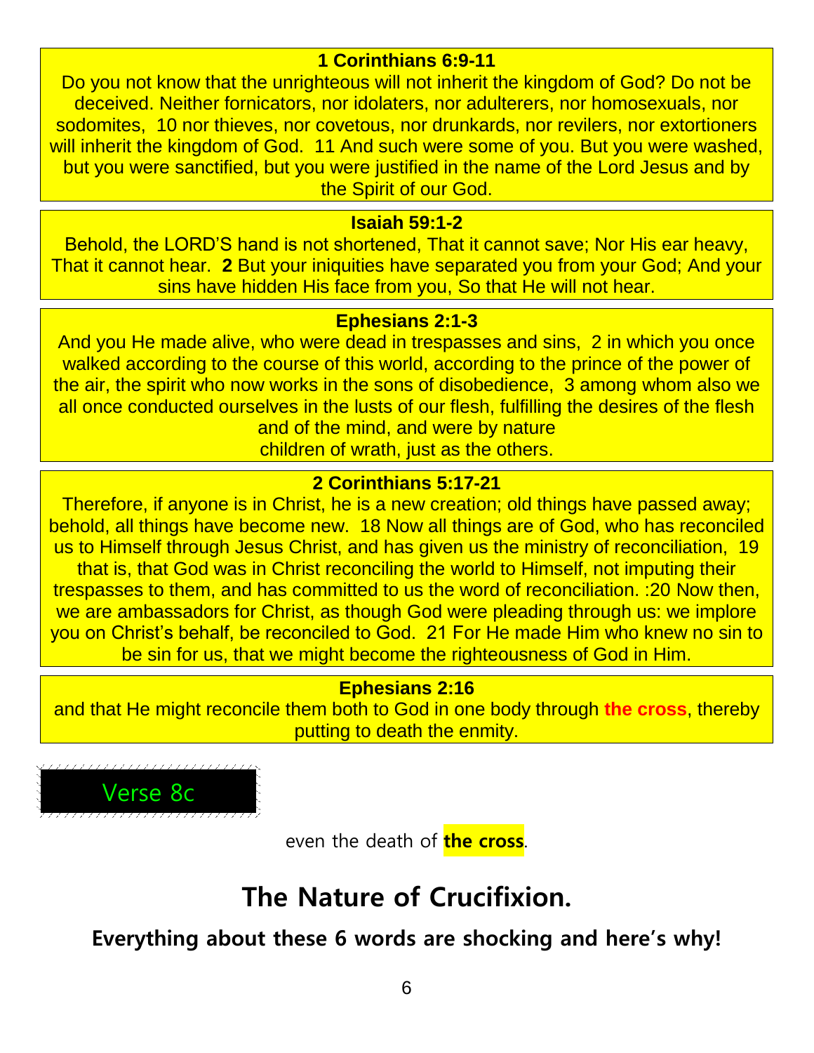**1 Corinthians 6:9-11**

Do you not know that the unrighteous will not inherit the kingdom of God? Do not be deceived. Neither fornicators, nor idolaters, nor adulterers, nor homosexuals, nor sodomites, 10 nor thieves, nor covetous, nor drunkards, nor revilers, nor extortioners will inherit the kingdom of God. 11 And such were some of you. But you were washed, but you were sanctified, but you were justified in the name of the Lord Jesus and by the Spirit of our God.

**Isaiah 59:1-2**

Behold, the LORD'S hand is not shortened, That it cannot save; Nor His ear heavy, That it cannot hear. **2** But your iniquities have separated you from your God; And your sins have hidden His face from you, So that He will not hear.

**Ephesians 2:1-3**

And you He made alive, who were dead in trespasses and sins, 2 in which you once walked according to the course of this world, according to the prince of the power of the air, the spirit who now works in the sons of disobedience, 3 among whom also we all once conducted ourselves in the lusts of our flesh, fulfilling the desires of the flesh and of the mind, and were by nature children of wrath, just as the others.

**2 Corinthians 5:17-21**

Therefore, if anyone is in Christ, he is a new creation; old things have passed away; behold, all things have become new. 18 Now all things are of God, who has reconciled us to Himself through Jesus Christ, and has given us the ministry of reconciliation, 19 that is, that God was in Christ reconciling the world to Himself, not imputing their trespasses to them, and has committed to us the word of reconciliation. :20 Now then, we are ambassadors for Christ, as though God were pleading through us: we implore you on Christ's behalf, be reconciled to God. 21 For He made Him who knew no sin to be sin for us, that we might become the righteousness of God in Him.

**Ephesians 2:16**

and that He might reconcile them both to God in one body through **the cross**, thereby putting to death the enmity.

Verse 8c

even the death of **the cross**.

## The Nature of Crucifixion.

### Everything about these 6 words are shocking and here's why!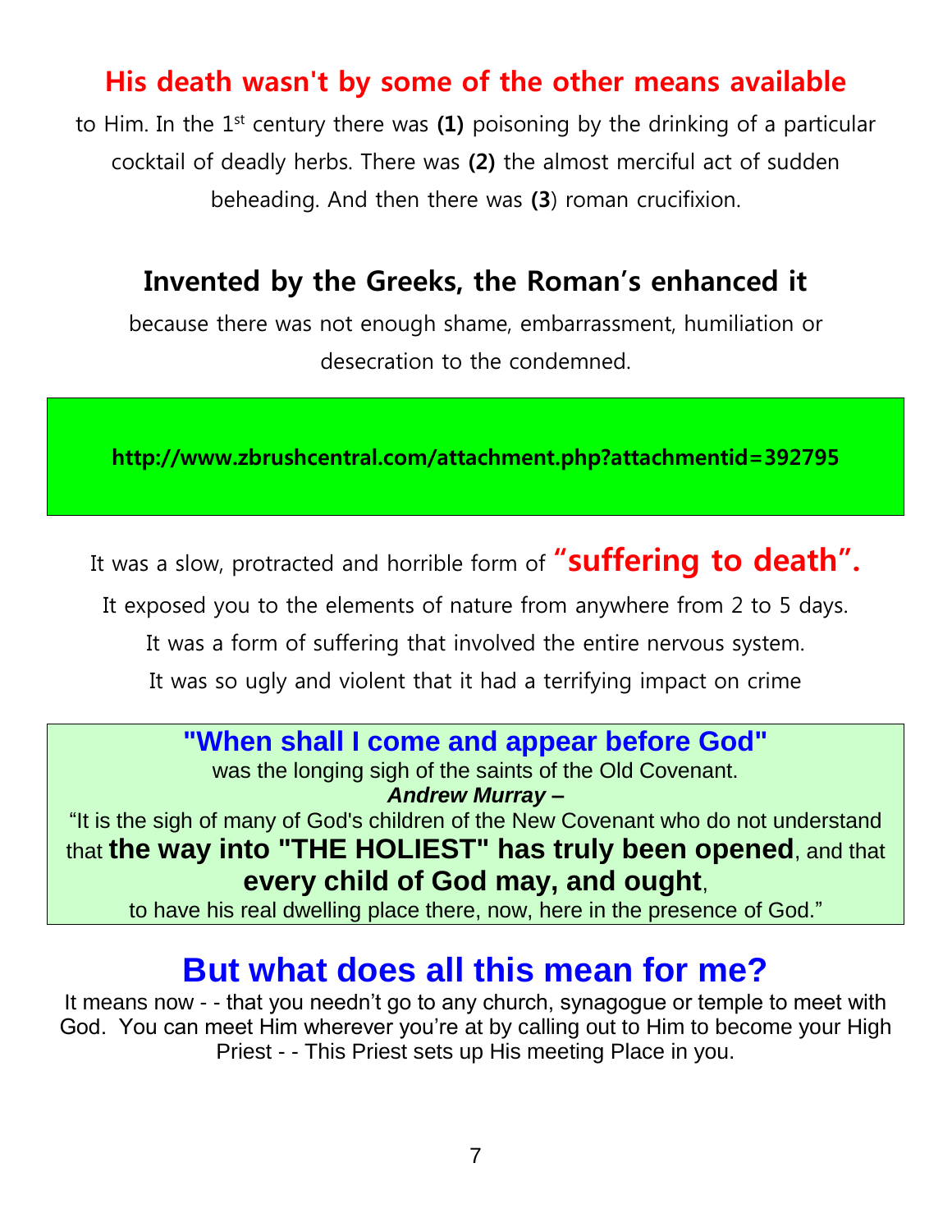## His death wasn't by some of the other means available

to Him. In the 1st century there was **(1)** poisoning by the drinking of a particular cocktail of deadly herbs. There was **(2)** the almost merciful act of sudden beheading. And then there was **(3**) roman crucifixion.

## Invented by the Greeks, the Roman's enhanced it

because there was not enough shame, embarrassment, humiliation or desecration to the condemned.

**http://www.zbrushcentral.com/attachment.php?attachmentid=392795**

It was a slow, protracted and horrible form of **"suffering to death".**

It exposed you to the elements of nature from anywhere from 2 to 5 days.

It was a form of suffering that involved the entire nervous system.

It was so ugly and violent that it had a terrifying impact on crime

**"When shall I come and appear before God"**
was the longing sigh of the saints of the Old Covenant.
***Andrew Murray –***
"It is the sigh of many of God's children of the New Covenant who do not understand that **the way into "THE HOLIEST" has truly been opened**, and that **every child of God may, and ought**, to have his real dwelling place there, now, here in the presence of God."

## But what does all this mean for me?

It means now - - that you needn't go to any church, synagogue or temple to meet with God. You can meet Him wherever you're at by calling out to Him to become your High Priest - - This Priest sets up His meeting Place in you.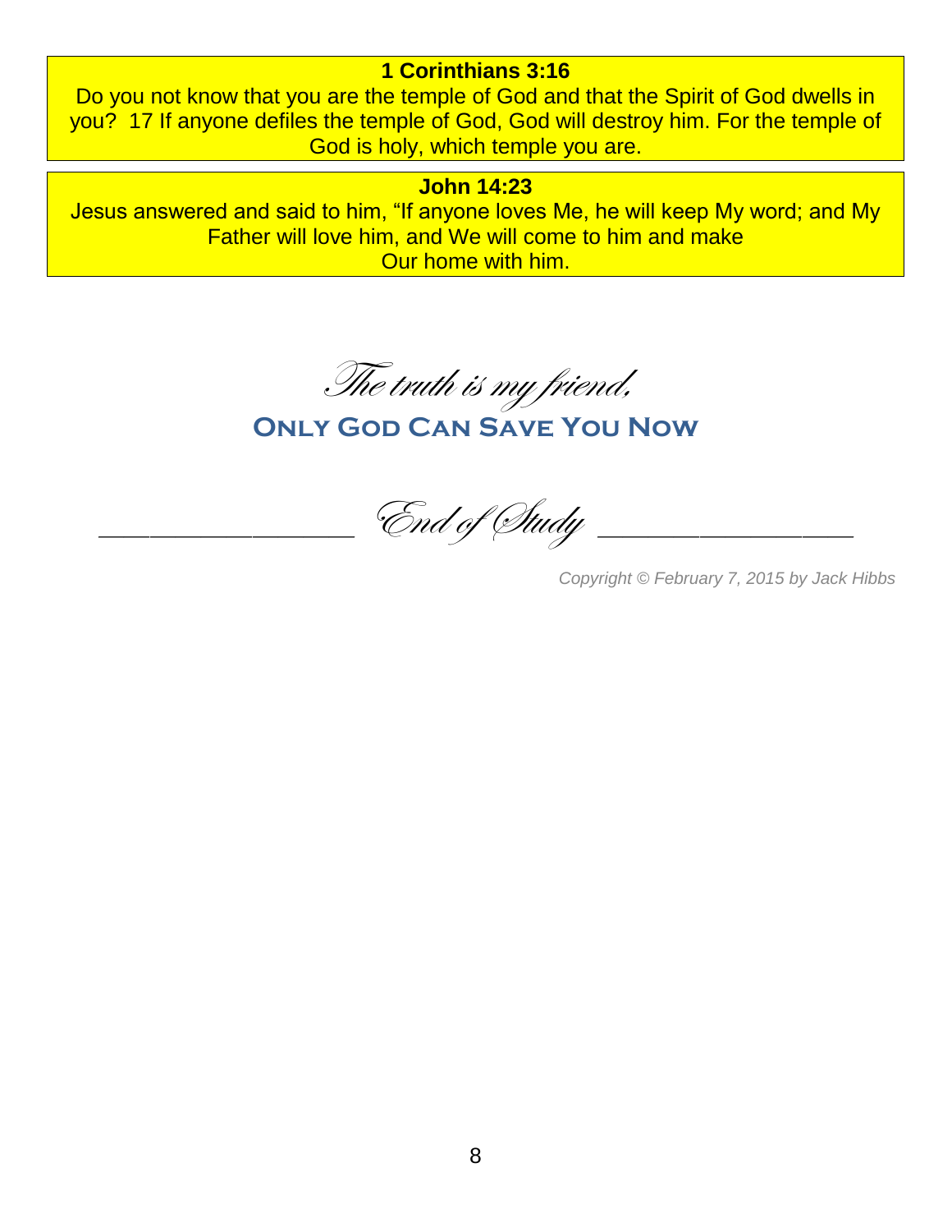**1 Corinthians 3:16**

Do you not know that you are the temple of God and that the Spirit of God dwells in you? 17 If anyone defiles the temple of God, God will destroy him. For the temple of God is holy, which temple you are.

**John 14:23**

Jesus answered and said to him, "If anyone loves Me, he will keep My word; and My Father will love him, and We will come to him and make Our home with him.

*The truth is my friend,*

## Only God Can Save You Now

*End of Study*

*Copyright © February 7, 2015 by Jack Hibbs*